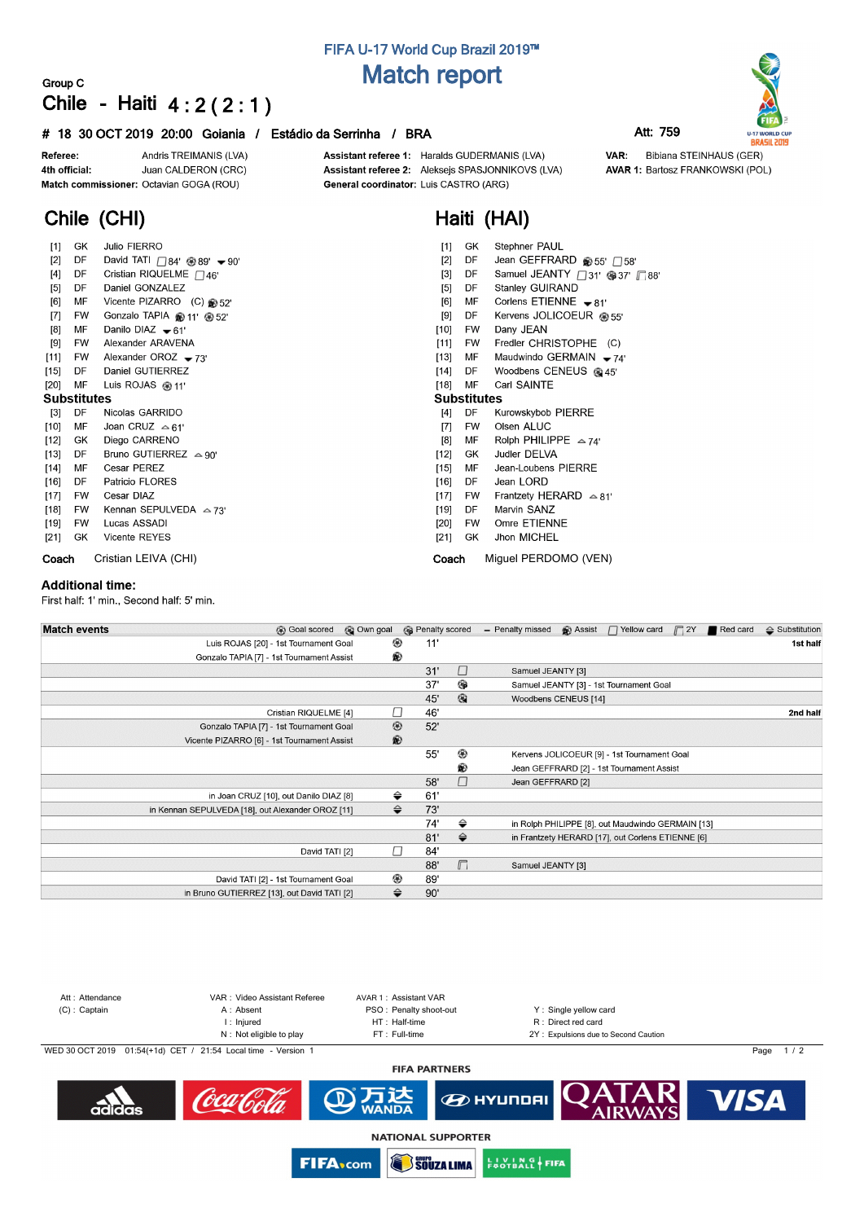# FIFA U-17 World Cup Brazil 2019™

## Match report

**Group C**

## Chile - Haiti 4 : 2 ( 2 : 1 )

**# 18 30 OCT 2019 20:00 Goiania / Estádio da Serrinha / BRA**

**Att: 759**

**Referee:** Andris TREIMANIS (LVA)
**4th official:** Juan CALDERON (CRC)
**Match commissioner:** Octavian GOGA (ROU)

**Assistant referee 1:** Haralds GUDERMANIS (LVA)
**Assistant referee 2:** Aleksejs SPASJONNIKOVS (LVA)
**General coordinator:** Luis CASTRO (ARG)

**VAR:** Bibiana STEINHAUS (GER)
**AVAR 1:** Bartosz FRANKOWSKI (POL)

## Chile (CHI)

| # | Pos | Name | Events |
|---|---|---|---|
| [1] | GK | Julio FIERRO | |
| [2] | DF | David TATI | Yellow card 84', Goal 89', Substituted out 90' |
| [4] | DF | Cristian RIQUELME | Yellow card 46' |
| [5] | DF | Daniel GONZALEZ | |
| [6] | MF | Vicente PIZARRO (C) | Assist 52' |
| [7] | FW | Gonzalo TAPIA | Assist 11', Goal 52' |
| [8] | MF | Danilo DIAZ | Substituted out 61' |
| [9] | FW | Alexander ARAVENA | |
| [11] | FW | Alexander OROZ | Substituted out 73' |
| [15] | DF | Daniel GUTIERREZ | |
| [20] | MF | Luis ROJAS | Goal 11' |

**Substitutes**

| # | Pos | Name | Events |
|---|---|---|---|
| [3] | DF | Nicolas GARRIDO | |
| [10] | MF | Joan CRUZ | Substituted in 61' |
| [12] | GK | Diego CARRENO | |
| [13] | DF | Bruno GUTIERREZ | Substituted in 90' |
| [14] | MF | Cesar PEREZ | |
| [16] | DF | Patricio FLORES | |
| [17] | FW | Cesar DIAZ | |
| [18] | FW | Kennan SEPULVEDA | Substituted in 73' |
| [19] | FW | Lucas ASSADI | |
| [21] | GK | Vicente REYES | |

**Coach** Cristian LEIVA (CHI)

## Haiti (HAI)

| # | Pos | Name | Events |
|---|---|---|---|
| [1] | GK | Stephner PAUL | |
| [2] | DF | Jean GEFFRARD | Assist 55', Yellow card 58' |
| [3] | DF | Samuel JEANTY | Yellow card 31', Goal 37', Second yellow 88' |
| [5] | DF | Stanley GUIRAND | |
| [6] | MF | Corlens ETIENNE | Substituted out 81' |
| [9] | DF | Kervens JOLICOEUR | Goal 55' |
| [10] | FW | Dany JEAN | |
| [11] | FW | Fredler CHRISTOPHE (C) | |
| [13] | MF | Maudwindo GERMAIN | Substituted out 74' |
| [14] | DF | Woodbens CENEUS | Own goal 45' |
| [18] | MF | Carl SAINTE | |

**Substitutes**

| # | Pos | Name | Events |
|---|---|---|---|
| [4] | DF | Kurowskybob PIERRE | |
| [7] | FW | Olsen ALUC | |
| [8] | MF | Rolph PHILIPPE | Substituted in 74' |
| [12] | GK | Judler DELVA | |
| [15] | MF | Jean-Loubens PIERRE | |
| [16] | DF | Jean LORD | |
| [17] | FW | Frantzety HERARD | Substituted in 81' |
| [19] | DF | Marvin SANZ | |
| [20] | FW | Omre ETIENNE | |
| [21] | GK | Jhon MICHEL | |

**Coach** Miguel PERDOMO (VEN)

### Additional time:

First half: 1' min., Second half: 5' min.

## Match events

| Chile | Event | Minute | Event | Haiti | |
|---|---|---|---|---|---|
| Luis ROJAS [20] - 1st Tournament Goal | Goal scored | 11' | | | 1st half |
| Gonzalo TAPIA [7] - 1st Tournament Assist | Assist | | | | |
| | | 31' | Yellow card | Samuel JEANTY [3] | |
| | | 37' | Goal scored | Samuel JEANTY [3] - 1st Tournament Goal | |
| | | 45' | Own goal | Woodbens CENEUS [14] | |
| Cristian RIQUELME [4] | Yellow card | 46' | | | 2nd half |
| Gonzalo TAPIA [7] - 1st Tournament Goal | Goal scored | 52' | | | |
| Vicente PIZARRO [6] - 1st Tournament Assist | Assist | | | | |
| | | 55' | Goal scored | Kervens JOLICOEUR [9] - 1st Tournament Goal | |
| | | | Assist | Jean GEFFRARD [2] - 1st Tournament Assist | |
| | | 58' | Yellow card | Jean GEFFRARD [2] | |
| in Joan CRUZ [10], out Danilo DIAZ [8] | Substitution | 61' | | | |
| in Kennan SEPULVEDA [18], out Alexander OROZ [11] | Substitution | 73' | | | |
| | | 74' | Substitution | in Rolph PHILIPPE [8], out Maudwindo GERMAIN [13] | |
| | | 81' | Substitution | in Frantzety HERARD [17], out Corlens ETIENNE [6] | |
| David TATI [2] | Yellow card | 84' | | | |
| | | 88' | 2Y | Samuel JEANTY [3] | |
| David TATI [2] - 1st Tournament Goal | Goal scored | 89' | | | |
| in Bruno GUTIERREZ [13], out David TATI [2] | Substitution | 90' | | | |

Att : Attendance
(C) : Captain
VAR : Video Assistant Referee
A : Absent
I : Injured
N : Not eligible to play
AVAR 1 : Assistant VAR
PSO : Penalty shoot-out
HT : Half-time
FT : Full-time
Y : Single yellow card
R : Direct red card
2Y : Expulsions due to Second Caution

WED 30 OCT 2019 01:54(+1d) CET / 21:54 Local time - Version 1

**FIFA PARTNERS**

**NATIONAL SUPPORTER**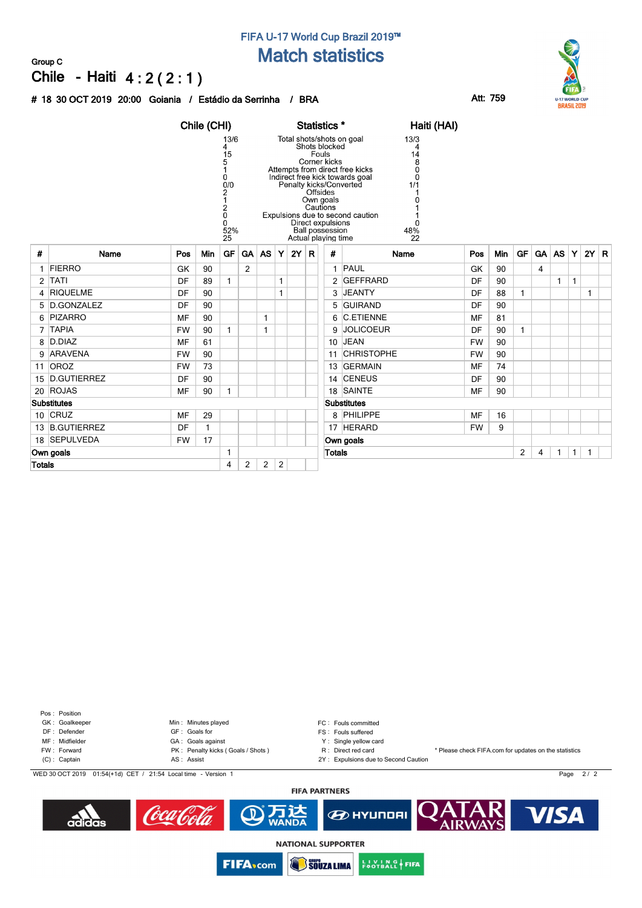# FIFA U-17 World Cup Brazil 2019™

## Match statistics

Group C

**Chile - Haiti 4 : 2 ( 2 : 1 )**

**# 18 30 OCT 2019 20:00 Goiania / Estádio da Serrinha / BRA**

Att: 759

| Chile (CHI) | Statistics * | Haiti (HAI) |
|---|---|---|
| 13/6 | Total shots/shots on goal | 13/3 |
| 4 | Shots blocked | 4 |
| 15 | Fouls | 14 |
| 5 | Corner kicks | 8 |
| 1 | Attempts from direct free kicks | 0 |
| 0 | Indirect free kick towards goal | 0 |
| 0/0 | Penalty kicks/Converted | 1/1 |
| 2 | Offsides | 1 |
| 1 | Own goals | 0 |
| 2 | Cautions | 1 |
| 0 | Expulsions due to second caution | 1 |
| 0 | Direct expulsions | 0 |
| 52% | Ball possession | 48% |
| 25 | Actual playing time | 22 |

| # | Name | Pos | Min | GF | GA | AS | Y | 2Y | R |
|---|---|---|---|---|---|---|---|---|---|
| 1 | FIERRO | GK | 90 | | 2 | | | | |
| 2 | TATI | DF | 89 | 1 | | | 1 | | |
| 4 | RIQUELME | DF | 90 | | | | 1 | | |
| 5 | D.GONZALEZ | DF | 90 | | | | | | |
| 6 | PIZARRO | MF | 90 | | | 1 | | | |
| 7 | TAPIA | FW | 90 | 1 | | 1 | | | |
| 8 | D.DIAZ | MF | 61 | | | | | | |
| 9 | ARAVENA | FW | 90 | | | | | | |
| 11 | OROZ | FW | 73 | | | | | | |
| 15 | D.GUTIERREZ | DF | 90 | | | | | | |
| 20 | ROJAS | MF | 90 | 1 | | | | | |
| **Substitutes** | | | | | | | | | |
| 10 | CRUZ | MF | 29 | | | | | | |
| 13 | B.GUTIERREZ | DF | 1 | | | | | | |
| 18 | SEPULVEDA | FW | 17 | | | | | | |
| **Own goals** | | | | 1 | | | | | |
| **Totals** | | | | 4 | 2 | 2 | 2 | | |

| # | Name | Pos | Min | GF | GA | AS | Y | 2Y | R |
|---|---|---|---|---|---|---|---|---|---|
| 1 | PAUL | GK | 90 | | 4 | | | | |
| 2 | GEFFRARD | DF | 90 | | | 1 | 1 | | |
| 3 | JEANTY | DF | 88 | 1 | | | | 1 | |
| 5 | GUIRAND | DF | 90 | | | | | | |
| 6 | C.ETIENNE | MF | 81 | | | | | | |
| 9 | JOLICOEUR | DF | 90 | 1 | | | | | |
| 10 | JEAN | FW | 90 | | | | | | |
| 11 | CHRISTOPHE | FW | 90 | | | | | | |
| 13 | GERMAIN | MF | 74 | | | | | | |
| 14 | CENEUS | DF | 90 | | | | | | |
| 18 | SAINTE | MF | 90 | | | | | | |
| **Substitutes** | | | | | | | | | |
| 8 | PHILIPPE | MF | 16 | | | | | | |
| 17 | HERARD | FW | 9 | | | | | | |
| **Own goals** | | | | | | | | | |
| **Totals** | | | | 2 | 4 | 1 | 1 | 1 | |

Pos : Position
GK : Goalkeeper
DF : Defender
MF : Midfielder
FW : Forward
(C) : Captain

Min : Minutes played
GF : Goals for
GA : Goals against
PK : Penalty kicks ( Goals / Shots )
AS : Assist

FC : Fouls committed
FS : Fouls suffered
Y : Single yellow card
R : Direct red card
2Y : Expulsions due to Second Caution

\* Please check FIFA.com for updates on the statistics

WED 30 OCT 2019 01:54(+1d) CET / 21:54 Local time - Version 1

FIFA PARTNERS

NATIONAL SUPPORTER